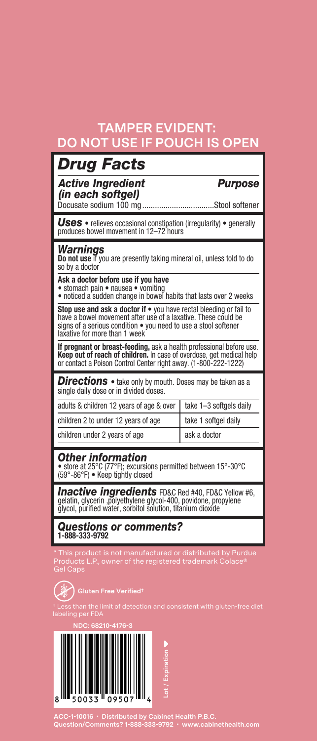## TAMPER EVIDENT: DO NOT USE IF POUCH IS OPEN

# *Drug Facts*

***Active Ingredient (in each softgel)*** — ***Purpose***

Docusate sodium 100 mg..................................Stool softener

***Uses*** • relieves occasional constipation (irregularity) • generally produces bowel movement in 12–72 hours

### *Warnings*

**Do not use** if you are presently taking mineral oil, unless told to do so by a doctor

**Ask a doctor before use if you have**
- stomach pain • nausea • vomiting
- noticed a sudden change in bowel habits that lasts over 2 weeks

**Stop use and ask a doctor if** • you have rectal bleeding or fail to have a bowel movement after use of a laxative. These could be signs of a serious condition • you need to use a stool softener laxative for more than 1 week

**If pregnant or breast-feeding,** ask a health professional before use.
**Keep out of reach of children.** In case of overdose, get medical help or contact a Poison Control Center right away. (1-800-222-1222)

***Directions*** • take only by mouth. Doses may be taken as a single daily dose or in divided doses.

| | |
|---|---|
| adults & children 12 years of age & over | take 1–3 softgels daily |
| children 2 to under 12 years of age | take 1 softgel daily |
| children under 2 years of age | ask a doctor |

### *Other information*

- store at 25°C (77°F); excursions permitted between 15°-30°C (59°-86°F) • Keep tightly closed

***Inactive ingredients*** FD&C Red #40, FD&C Yellow #6, gelatin, glycerin ,polyethylene glycol-400, povidone, propylene glycol, purified water, sorbitol solution, titanium dioxide

### *Questions or comments?*

**1-888-333-9792**

* This product is not manufactured or distributed by Purdue Products L.P., owner of the registered trademark Colace® Gel Caps

**Gluten Free Verified†**

† Less than the limit of detection and consistent with gluten-free diet labeling per FDA

**NDC: 68210-4176-3**

8 50033 09507 4

Lot / Expiration

ACC-1-10016 • Distributed by Cabinet Health P.B.C.
Question/Comments? 1-888-333-9792 • www.cabinethealth.com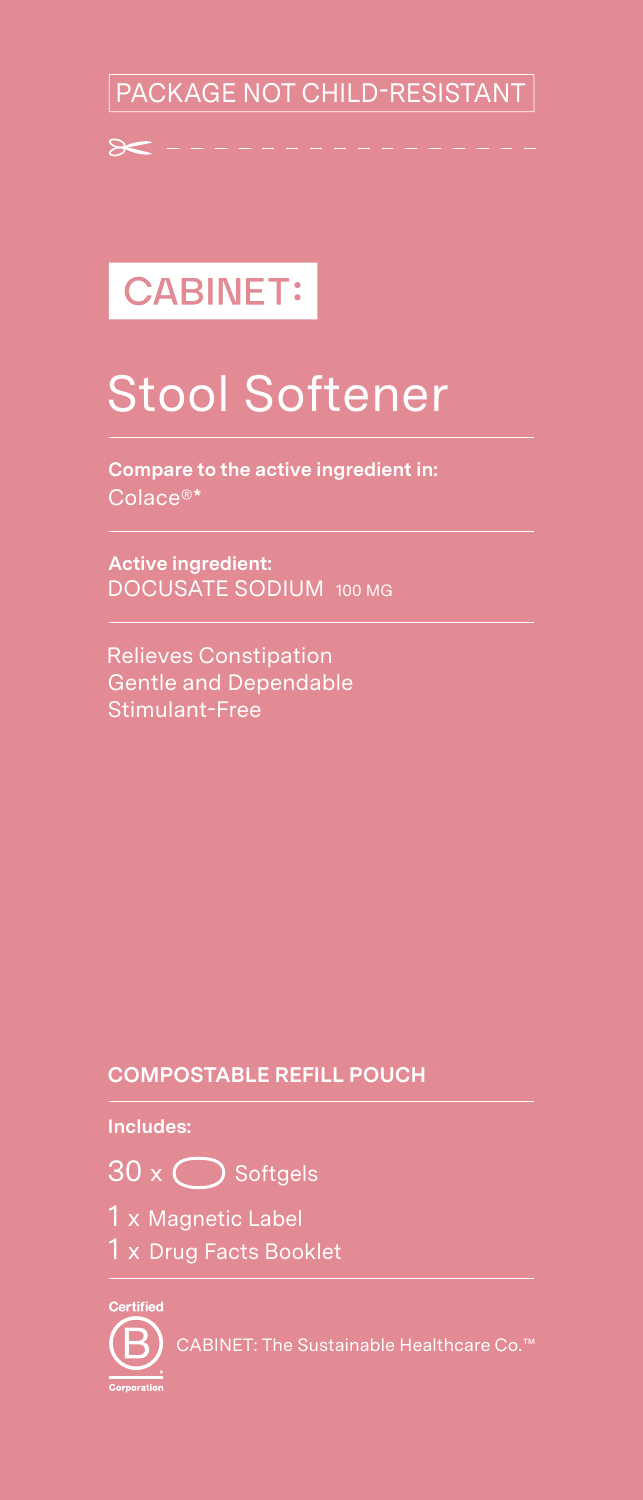PACKAGE NOT CHILD-RESISTANT

CABINET:

# Stool Softener

**Compare to the active ingredient in:**
Colace®*

**Active ingredient:**
DOCUSATE SODIUM 100 MG

Relieves Constipation
Gentle and Dependable
Stimulant-Free

**COMPOSTABLE REFILL POUCH**

**Includes:**

30 x Softgels

1 x Magnetic Label

1 x Drug Facts Booklet

Certified B Corporation

CABINET: The Sustainable Healthcare Co.™